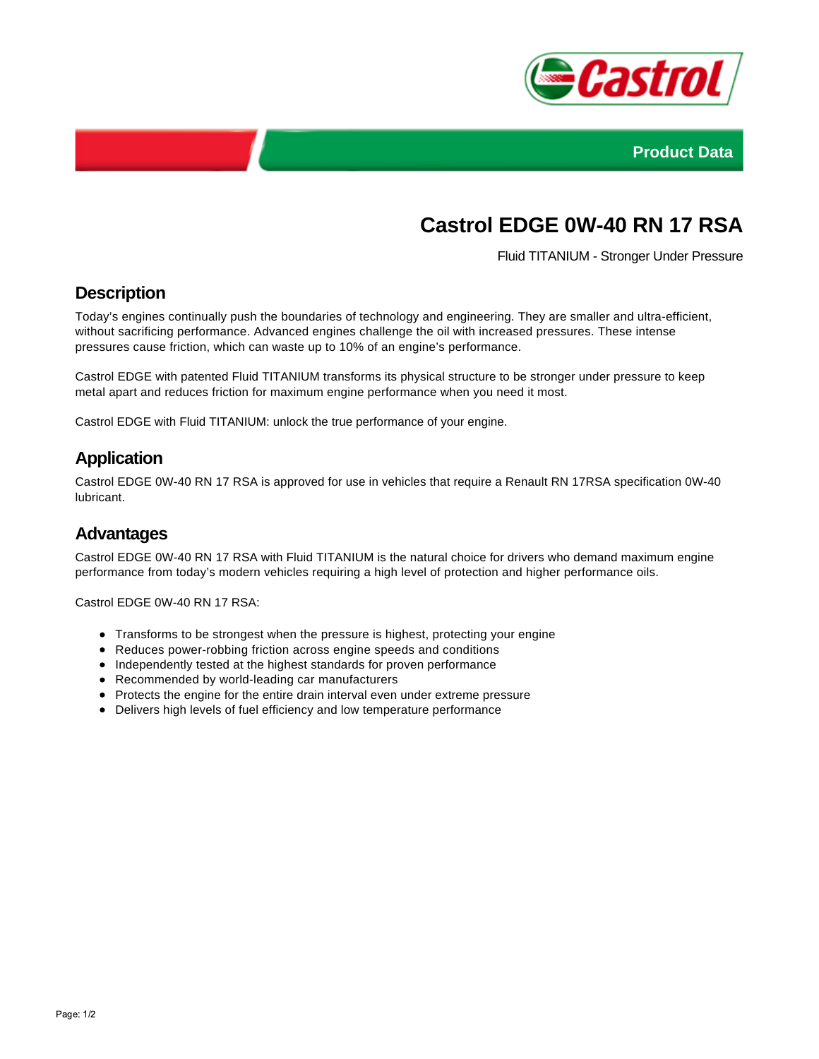Product Data

# Castrol EDGE 0W-40 RN 17 RSA

Fluid TITANIUM - Stronger Under Pressure

## Description

Today's engines continually push the boundaries of technology and engineering. They are smaller and ultra-efficient, without sacrificing performance. Advanced engines challenge the oil with increased pressures. These intense pressures cause friction, which can waste up to 10% of an engine's performance.

Castrol EDGE with patented Fluid TITANIUM transforms its physical structure to be stronger under pressure to keep metal apart and reduces friction for maximum engine performance when you need it most.

Castrol EDGE with Fluid TITANIUM: unlock the true performance of your engine.

## Application

Castrol EDGE 0W-40 RN 17 RSA is approved for use in vehicles that require a Renault RN 17RSA specification 0W-40 lubricant.

## Advantages

Castrol EDGE 0W-40 RN 17 RSA with Fluid TITANIUM is the natural choice for drivers who demand maximum engine performance from today's modern vehicles requiring a high level of protection and higher performance oils.

Castrol EDGE 0W-40 RN 17 RSA:

- Transforms to be strongest when the pressure is highest, protecting your engine
- Reduces power-robbing friction across engine speeds and conditions
- Independently tested at the highest standards for proven performance
- Recommended by world-leading car manufacturers
- Protects the engine for the entire drain interval even under extreme pressure
- Delivers high levels of fuel efficiency and low temperature performance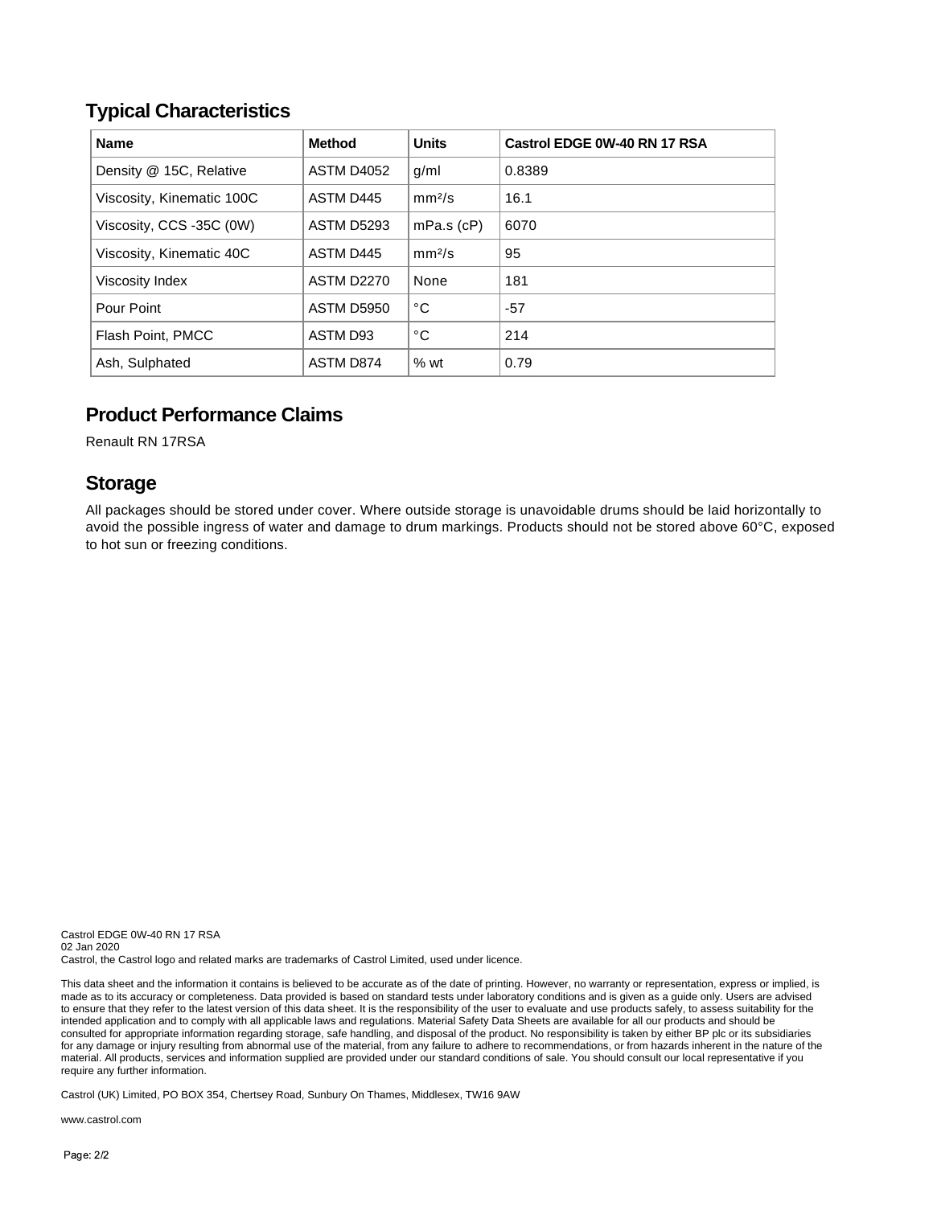## Typical Characteristics

| Name | Method | Units | Castrol EDGE 0W-40 RN 17 RSA |
|---|---|---|---|
| Density @ 15C, Relative | ASTM D4052 | g/ml | 0.8389 |
| Viscosity, Kinematic 100C | ASTM D445 | $mm^2/s$ | 16.1 |
| Viscosity, CCS -35C (0W) | ASTM D5293 | mPa.s (cP) | 6070 |
| Viscosity, Kinematic 40C | ASTM D445 | $mm^2/s$ | 95 |
| Viscosity Index | ASTM D2270 | None | 181 |
| Pour Point | ASTM D5950 | °C | -57 |
| Flash Point, PMCC | ASTM D93 | °C | 214 |
| Ash, Sulphated | ASTM D874 | % wt | 0.79 |

## Product Performance Claims

Renault RN 17RSA

## Storage

All packages should be stored under cover. Where outside storage is unavoidable drums should be laid horizontally to avoid the possible ingress of water and damage to drum markings. Products should not be stored above 60°C, exposed to hot sun or freezing conditions.

Castrol EDGE 0W-40 RN 17 RSA
02 Jan 2020
Castrol, the Castrol logo and related marks are trademarks of Castrol Limited, used under licence.

This data sheet and the information it contains is believed to be accurate as of the date of printing. However, no warranty or representation, express or implied, is made as to its accuracy or completeness. Data provided is based on standard tests under laboratory conditions and is given as a guide only. Users are advised to ensure that they refer to the latest version of this data sheet. It is the responsibility of the user to evaluate and use products safely, to assess suitability for the intended application and to comply with all applicable laws and regulations. Material Safety Data Sheets are available for all our products and should be consulted for appropriate information regarding storage, safe handling, and disposal of the product. No responsibility is taken by either BP plc or its subsidiaries for any damage or injury resulting from abnormal use of the material, from any failure to adhere to recommendations, or from hazards inherent in the nature of the material. All products, services and information supplied are provided under our standard conditions of sale. You should consult our local representative if you require any further information.

Castrol (UK) Limited, PO BOX 354, Chertsey Road, Sunbury On Thames, Middlesex, TW16 9AW

www.castrol.com